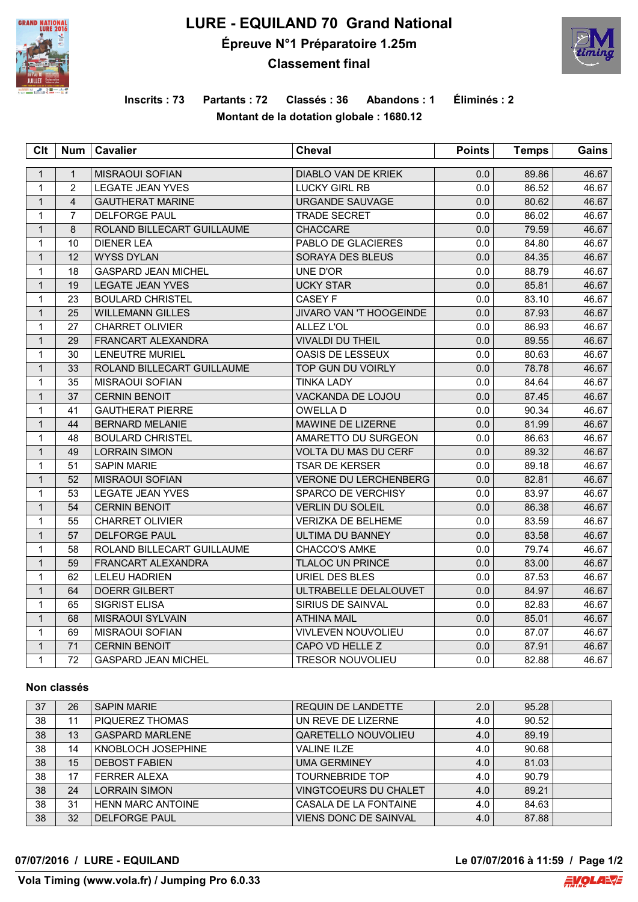# LURE - EQUILAND 70 Grand National

## Épreuve N°1 Préparatoire 1.25m

### Classement final

**Inscrits : 73 Partants : 72 Classés : 36 Abandons : 1 Éliminés : 2**

**Montant de la dotation globale : 1680.12**

| Clt | Num | Cavalier | Cheval | Points | Temps | Gains |
|---|---|---|---|---|---|---|
| 1 | 1 | MISRAOUI SOFIAN | DIABLO VAN DE KRIEK | 0.0 | 89.86 | 46.67 |
| 1 | 2 | LEGATE JEAN YVES | LUCKY GIRL RB | 0.0 | 86.52 | 46.67 |
| 1 | 4 | GAUTHERAT MARINE | URGANDE SAUVAGE | 0.0 | 80.62 | 46.67 |
| 1 | 7 | DELFORGE PAUL | TRADE SECRET | 0.0 | 86.02 | 46.67 |
| 1 | 8 | ROLAND BILLECART GUILLAUME | CHACCARE | 0.0 | 79.59 | 46.67 |
| 1 | 10 | DIENER LEA | PABLO DE GLACIERES | 0.0 | 84.80 | 46.67 |
| 1 | 12 | WYSS DYLAN | SORAYA DES BLEUS | 0.0 | 84.35 | 46.67 |
| 1 | 18 | GASPARD JEAN MICHEL | UNE D'OR | 0.0 | 88.79 | 46.67 |
| 1 | 19 | LEGATE JEAN YVES | UCKY STAR | 0.0 | 85.81 | 46.67 |
| 1 | 23 | BOULARD CHRISTEL | CASEY F | 0.0 | 83.10 | 46.67 |
| 1 | 25 | WILLEMANN GILLES | JIVARO VAN 'T HOOGEINDE | 0.0 | 87.93 | 46.67 |
| 1 | 27 | CHARRET OLIVIER | ALLEZ L'OL | 0.0 | 86.93 | 46.67 |
| 1 | 29 | FRANCART ALEXANDRA | VIVALDI DU THEIL | 0.0 | 89.55 | 46.67 |
| 1 | 30 | LENEUTRE MURIEL | OASIS DE LESSEUX | 0.0 | 80.63 | 46.67 |
| 1 | 33 | ROLAND BILLECART GUILLAUME | TOP GUN DU VOIRLY | 0.0 | 78.78 | 46.67 |
| 1 | 35 | MISRAOUI SOFIAN | TINKA LADY | 0.0 | 84.64 | 46.67 |
| 1 | 37 | CERNIN BENOIT | VACKANDA DE LOJOU | 0.0 | 87.45 | 46.67 |
| 1 | 41 | GAUTHERAT PIERRE | OWELLA D | 0.0 | 90.34 | 46.67 |
| 1 | 44 | BERNARD MELANIE | MAWINE DE LIZERNE | 0.0 | 81.99 | 46.67 |
| 1 | 48 | BOULARD CHRISTEL | AMARETTO DU SURGEON | 0.0 | 86.63 | 46.67 |
| 1 | 49 | LORRAIN SIMON | VOLTA DU MAS DU CERF | 0.0 | 89.32 | 46.67 |
| 1 | 51 | SAPIN MARIE | TSAR DE KERSER | 0.0 | 89.18 | 46.67 |
| 1 | 52 | MISRAOUI SOFIAN | VERONE DU LERCHENBERG | 0.0 | 82.81 | 46.67 |
| 1 | 53 | LEGATE JEAN YVES | SPARCO DE VERCHISY | 0.0 | 83.97 | 46.67 |
| 1 | 54 | CERNIN BENOIT | VERLIN DU SOLEIL | 0.0 | 86.38 | 46.67 |
| 1 | 55 | CHARRET OLIVIER | VERIZKA DE BELHEME | 0.0 | 83.59 | 46.67 |
| 1 | 57 | DELFORGE PAUL | ULTIMA DU BANNEY | 0.0 | 83.58 | 46.67 |
| 1 | 58 | ROLAND BILLECART GUILLAUME | CHACCO'S AMKE | 0.0 | 79.74 | 46.67 |
| 1 | 59 | FRANCART ALEXANDRA | TLALOC UN PRINCE | 0.0 | 83.00 | 46.67 |
| 1 | 62 | LELEU HADRIEN | URIEL DES BLES | 0.0 | 87.53 | 46.67 |
| 1 | 64 | DOERR GILBERT | ULTRABELLE DELALOUVET | 0.0 | 84.97 | 46.67 |
| 1 | 65 | SIGRIST ELISA | SIRIUS DE SAINVAL | 0.0 | 82.83 | 46.67 |
| 1 | 68 | MISRAOUI SYLVAIN | ATHINA MAIL | 0.0 | 85.01 | 46.67 |
| 1 | 69 | MISRAOUI SOFIAN | VIVLEVEN NOUVOLIEU | 0.0 | 87.07 | 46.67 |
| 1 | 71 | CERNIN BENOIT | CAPO VD HELLE Z | 0.0 | 87.91 | 46.67 |
| 1 | 72 | GASPARD JEAN MICHEL | TRESOR NOUVOLIEU | 0.0 | 82.88 | 46.67 |

**Non classés**

| Clt | Num | Cavalier | Cheval | Points | Temps | Gains |
|---|---|---|---|---|---|---|
| 37 | 26 | SAPIN MARIE | REQUIN DE LANDETTE | 2.0 | 95.28 | |
| 38 | 11 | PIQUEREZ THOMAS | UN REVE DE LIZERNE | 4.0 | 90.52 | |
| 38 | 13 | GASPARD MARLENE | QARETELLO NOUVOLIEU | 4.0 | 89.19 | |
| 38 | 14 | KNOBLOCH JOSEPHINE | VALINE ILZE | 4.0 | 90.68 | |
| 38 | 15 | DEBOST FABIEN | UMA GERMINEY | 4.0 | 81.03 | |
| 38 | 17 | FERRER ALEXA | TOURNEBRIDE TOP | 4.0 | 90.79 | |
| 38 | 24 | LORRAIN SIMON | VINGTCOEURS DU CHALET | 4.0 | 89.21 | |
| 38 | 31 | HENN MARC ANTOINE | CASALA DE LA FONTAINE | 4.0 | 84.63 | |
| 38 | 32 | DELFORGE PAUL | VIENS DONC DE SAINVAL | 4.0 | 87.88 | |

07/07/2016 / LURE - EQUILAND — Le 07/07/2016 à 11:59

Vola Timing (www.vola.fr) / Jumping Pro 6.0.33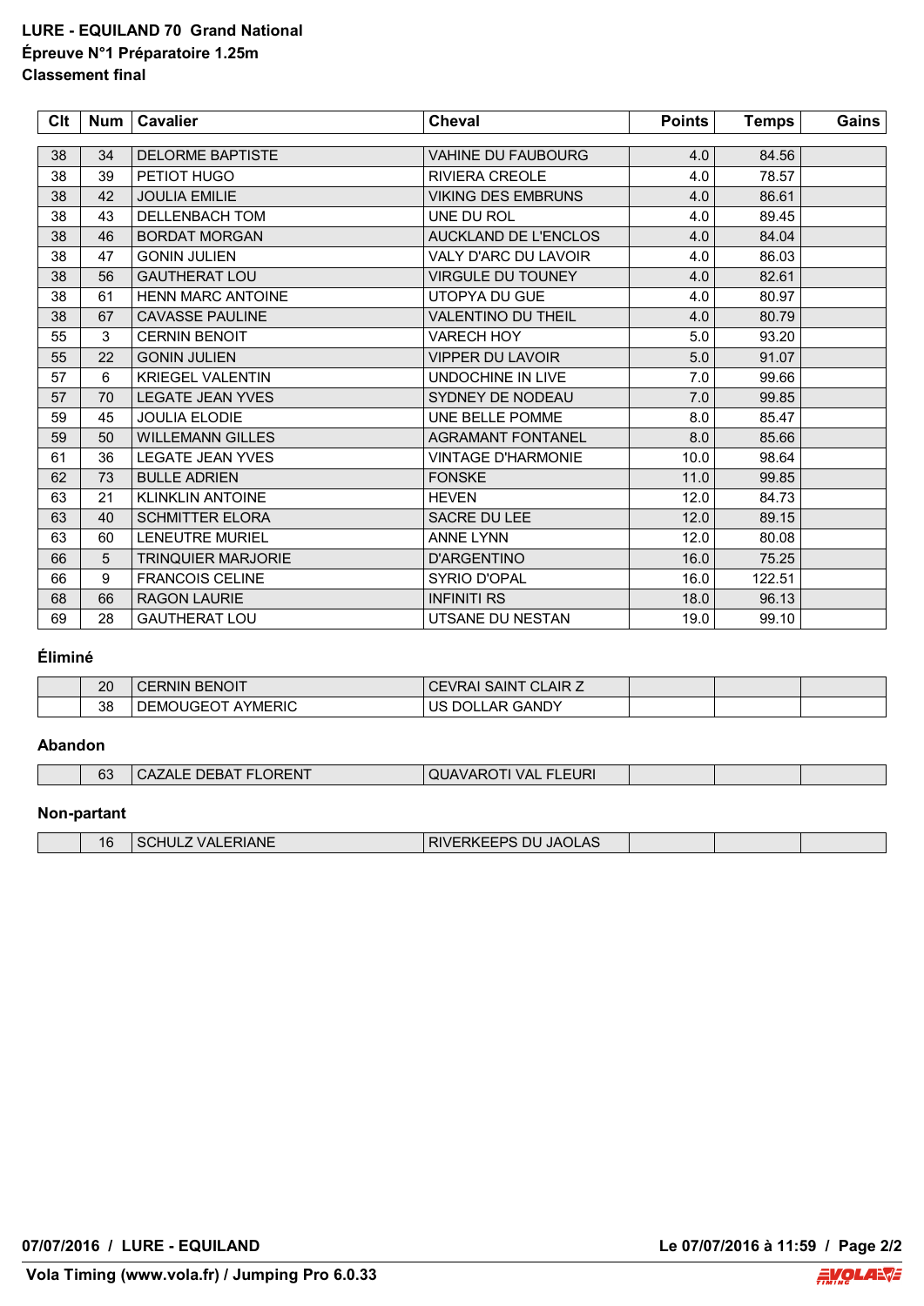**LURE - EQUILAND 70 Grand National**
**Épreuve N°1 Préparatoire 1.25m**
**Classement final**

| Clt | Num | Cavalier | Cheval | Points | Temps | Gains |
|---|---|---|---|---|---|---|
| 38 | 34 | DELORME BAPTISTE | VAHINE DU FAUBOURG | 4.0 | 84.56 | |
| 38 | 39 | PETIOT HUGO | RIVIERA CREOLE | 4.0 | 78.57 | |
| 38 | 42 | JOULIA EMILIE | VIKING DES EMBRUNS | 4.0 | 86.61 | |
| 38 | 43 | DELLENBACH TOM | UNE DU ROL | 4.0 | 89.45 | |
| 38 | 46 | BORDAT MORGAN | AUCKLAND DE L'ENCLOS | 4.0 | 84.04 | |
| 38 | 47 | GONIN JULIEN | VALY D'ARC DU LAVOIR | 4.0 | 86.03 | |
| 38 | 56 | GAUTHERAT LOU | VIRGULE DU TOUNEY | 4.0 | 82.61 | |
| 38 | 61 | HENN MARC ANTOINE | UTOPYA DU GUE | 4.0 | 80.97 | |
| 38 | 67 | CAVASSE PAULINE | VALENTINO DU THEIL | 4.0 | 80.79 | |
| 55 | 3 | CERNIN BENOIT | VARECH HOY | 5.0 | 93.20 | |
| 55 | 22 | GONIN JULIEN | VIPPER DU LAVOIR | 5.0 | 91.07 | |
| 57 | 6 | KRIEGEL VALENTIN | UNDOCHINE IN LIVE | 7.0 | 99.66 | |
| 57 | 70 | LEGATE JEAN YVES | SYDNEY DE NODEAU | 7.0 | 99.85 | |
| 59 | 45 | JOULIA ELODIE | UNE BELLE POMME | 8.0 | 85.47 | |
| 59 | 50 | WILLEMANN GILLES | AGRAMANT FONTANEL | 8.0 | 85.66 | |
| 61 | 36 | LEGATE JEAN YVES | VINTAGE D'HARMONIE | 10.0 | 98.64 | |
| 62 | 73 | BULLE ADRIEN | FONSKE | 11.0 | 99.85 | |
| 63 | 21 | KLINKLIN ANTOINE | HEVEN | 12.0 | 84.73 | |
| 63 | 40 | SCHMITTER ELORA | SACRE DU LEE | 12.0 | 89.15 | |
| 63 | 60 | LENEUTRE MURIEL | ANNE LYNN | 12.0 | 80.08 | |
| 66 | 5 | TRINQUIER MARJORIE | D'ARGENTINO | 16.0 | 75.25 | |
| 66 | 9 | FRANCOIS CELINE | SYRIO D'OPAL | 16.0 | 122.51 | |
| 68 | 66 | RAGON LAURIE | INFINITI RS | 18.0 | 96.13 | |
| 69 | 28 | GAUTHERAT LOU | UTSANE DU NESTAN | 19.0 | 99.10 | |

## Éliminé

| | | | | | | |
|---|---|---|---|---|---|---|
| | 20 | CERNIN BENOIT | CEVRAI SAINT CLAIR Z | | | |
| | 38 | DEMOUGEOT AYMERIC | US DOLLAR GANDY | | | |

## Abandon

| | | | | | | |
|---|---|---|---|---|---|---|
| | 63 | CAZALE DEBAT FLORENT | QUAVAROTI VAL FLEURI | | | |

## Non-partant

| | | | | | | |
|---|---|---|---|---|---|---|
| | 16 | SCHULZ VALERIANE | RIVERKEEPS DU JAOLAS | | | |